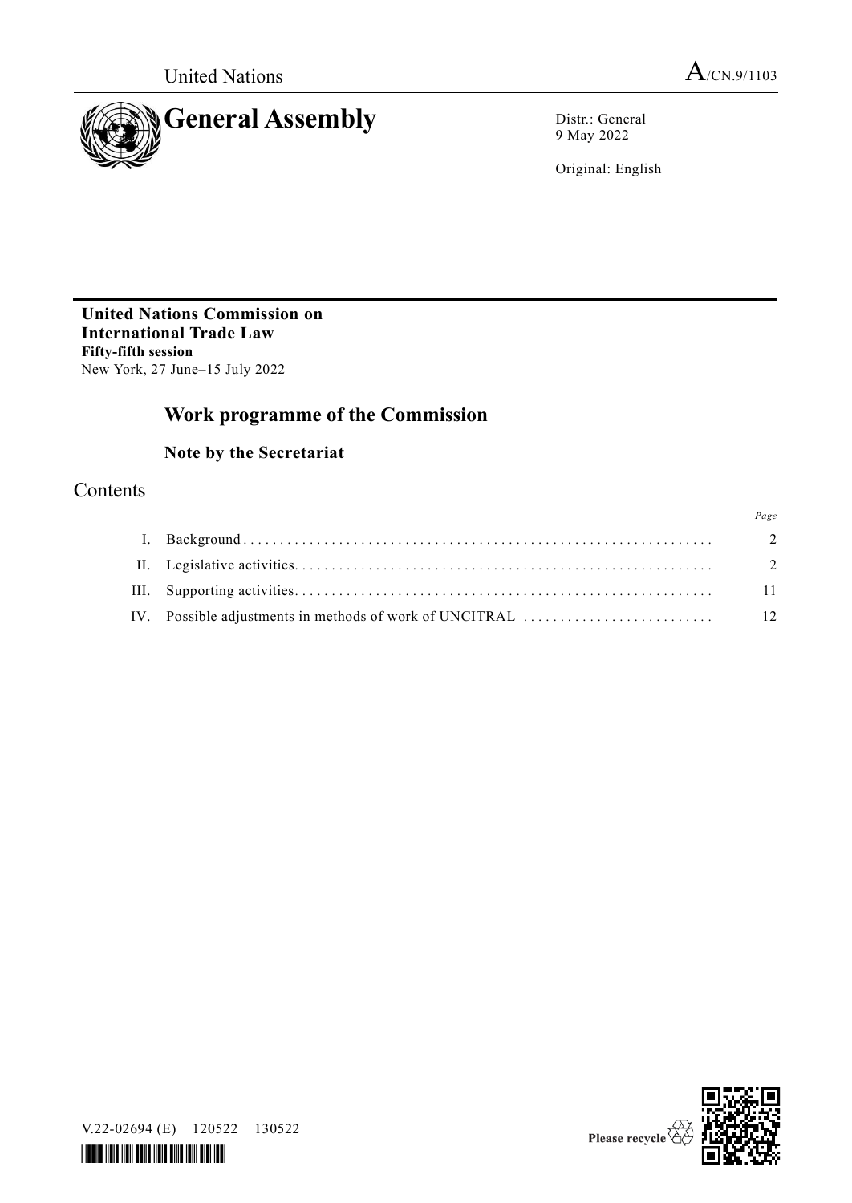United Nations

A/CN.9/1103

# General Assembly

Distr.: General
9 May 2022

Original: English

**United Nations Commission on International Trade Law**
**Fifty-fifth session**
New York, 27 June–15 July 2022

## Work programme of the Commission

### Note by the Secretariat

## Contents

| | | Page |
|---|---|---|
| I. | Background | 2 |
| II. | Legislative activities | 2 |
| III. | Supporting activities | 11 |
| IV. | Possible adjustments in methods of work of UNCITRAL | 12 |

V.22-02694 (E) 120522 130522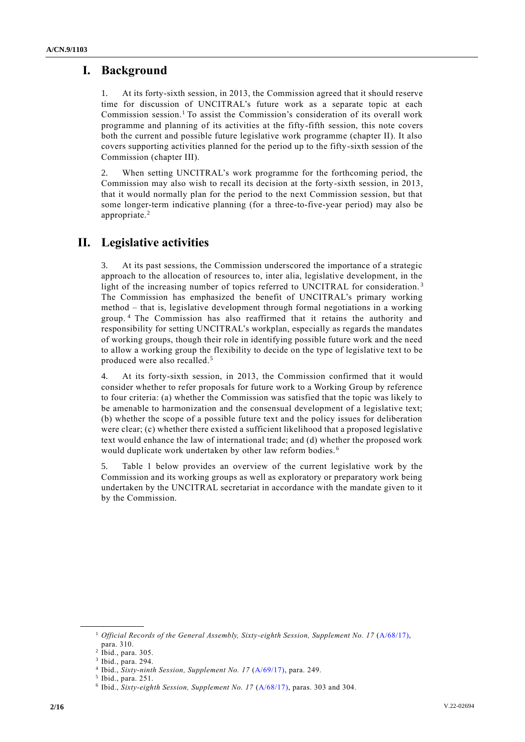# I. Background

1. At its forty-sixth session, in 2013, the Commission agreed that it should reserve time for discussion of UNCITRAL's future work as a separate topic at each Commission session.[1] To assist the Commission's consideration of its overall work programme and planning of its activities at the fifty-fifth session, this note covers both the current and possible future legislative work programme (chapter II). It also covers supporting activities planned for the period up to the fifty-sixth session of the Commission (chapter III).

2. When setting UNCITRAL's work programme for the forthcoming period, the Commission may also wish to recall its decision at the forty-sixth session, in 2013, that it would normally plan for the period to the next Commission session, but that some longer-term indicative planning (for a three-to-five-year period) may also be appropriate.[2]

# II. Legislative activities

3. At its past sessions, the Commission underscored the importance of a strategic approach to the allocation of resources to, inter alia, legislative development, in the light of the increasing number of topics referred to UNCITRAL for consideration.[3] The Commission has emphasized the benefit of UNCITRAL's primary working method – that is, legislative development through formal negotiations in a working group.[4] The Commission has also reaffirmed that it retains the authority and responsibility for setting UNCITRAL's workplan, especially as regards the mandates of working groups, though their role in identifying possible future work and the need to allow a working group the flexibility to decide on the type of legislative text to be produced were also recalled.[5]

4. At its forty-sixth session, in 2013, the Commission confirmed that it would consider whether to refer proposals for future work to a Working Group by reference to four criteria: (a) whether the Commission was satisfied that the topic was likely to be amenable to harmonization and the consensual development of a legislative text; (b) whether the scope of a possible future text and the policy issues for deliberation were clear; (c) whether there existed a sufficient likelihood that a proposed legislative text would enhance the law of international trade; and (d) whether the proposed work would duplicate work undertaken by other law reform bodies.[6]

5. Table 1 below provides an overview of the current legislative work by the Commission and its working groups as well as exploratory or preparatory work being undertaken by the UNCITRAL secretariat in accordance with the mandate given to it by the Commission.

---

[1] *Official Records of the General Assembly, Sixty-eighth Session, Supplement No. 17* (A/68/17), para. 310.

[2] Ibid., para. 305.

[3] Ibid., para. 294.

[4] Ibid., *Sixty-ninth Session, Supplement No. 17* (A/69/17), para. 249.

[5] Ibid., para. 251.

[6] Ibid., *Sixty-eighth Session, Supplement No. 17* (A/68/17), paras. 303 and 304.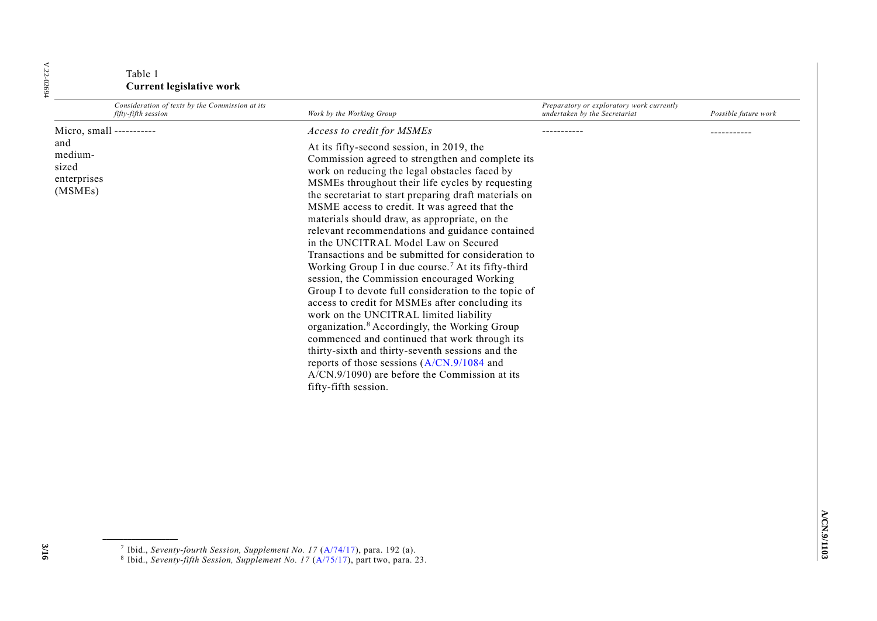Table 1
**Current legislative work**

| | *Consideration of texts by the Commission at its fifty-fifth session* | *Work by the Working Group* | *Preparatory or exploratory work currently undertaken by the Secretariat* | *Possible future work* |
|---|---|---|---|---|
| Micro, small and medium-sized enterprises (MSMEs) | ----------- | *Access to credit for MSMEs*<br><br>At its fifty-second session, in 2019, the Commission agreed to strengthen and complete its work on reducing the legal obstacles faced by MSMEs throughout their life cycles by requesting the secretariat to start preparing draft materials on MSME access to credit. It was agreed that the materials should draw, as appropriate, on the relevant recommendations and guidance contained in the UNCITRAL Model Law on Secured Transactions and be submitted for consideration to Working Group I in due course.[7] At its fifty-third session, the Commission encouraged Working Group I to devote full consideration to the topic of access to credit for MSMEs after concluding its work on the UNCITRAL limited liability organization.[8] Accordingly, the Working Group commenced and continued that work through its thirty-sixth and thirty-seventh sessions and the reports of those sessions (A/CN.9/1084 and A/CN.9/1090) are before the Commission at its fifty-fifth session. | ----------- | ----------- |

[7] Ibid., *Seventy-fourth Session, Supplement No. 17* (A/74/17), para. 192 (a).

[8] Ibid., *Seventy-fifth Session, Supplement No. 17* (A/75/17), part two, para. 23.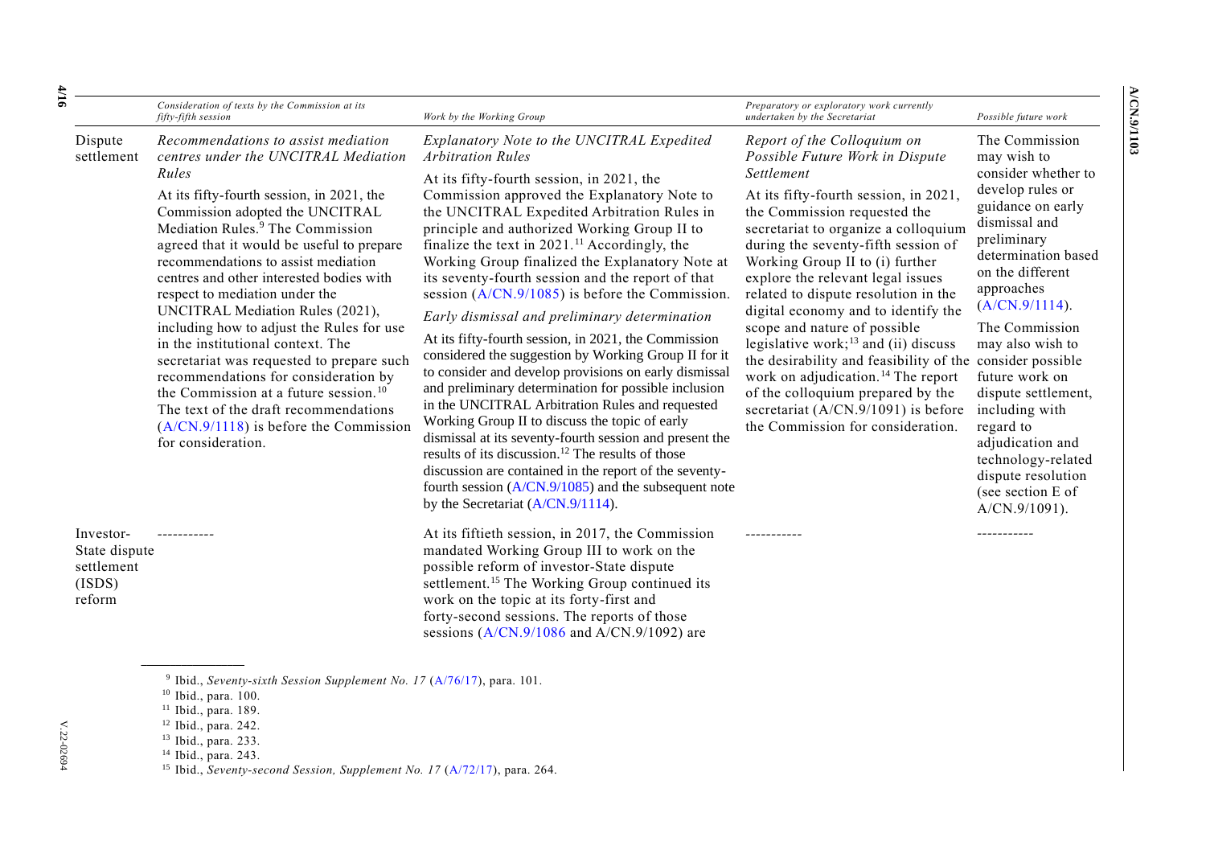| | Consideration of texts by the Commission at its fifty-fifth session | Work by the Working Group | Preparatory or exploratory work currently undertaken by the Secretariat | Possible future work |
|---|---|---|---|---|
| Dispute settlement | *Recommendations to assist mediation centres under the UNCITRAL Mediation Rules*<br><br>At its fifty-fourth session, in 2021, the Commission adopted the UNCITRAL Mediation Rules.[9] The Commission agreed that it would be useful to prepare recommendations to assist mediation centres and other interested bodies with respect to mediation under the UNCITRAL Mediation Rules (2021), including how to adjust the Rules for use in the institutional context. The secretariat was requested to prepare such recommendations for consideration by the Commission at a future session.[10] The text of the draft recommendations (A/CN.9/1118) is before the Commission for consideration. | *Explanatory Note to the UNCITRAL Expedited Arbitration Rules*<br><br>At its fifty-fourth session, in 2021, the Commission approved the Explanatory Note to the UNCITRAL Expedited Arbitration Rules in principle and authorized Working Group II to finalize the text in 2021.[11] Accordingly, the Working Group finalized the Explanatory Note at its seventy-fourth session and the report of that session (A/CN.9/1085) is before the Commission.<br><br>*Early dismissal and preliminary determination*<br><br>At its fifty-fourth session, in 2021, the Commission considered the suggestion by Working Group II for it to consider and develop provisions on early dismissal and preliminary determination for possible inclusion in the UNCITRAL Arbitration Rules and requested Working Group II to discuss the topic of early dismissal at its seventy-fourth session and present the results of its discussion.[12] The results of those discussion are contained in the report of the seventy-fourth session (A/CN.9/1085) and the subsequent note by the Secretariat (A/CN.9/1114). | *Report of the Colloquium on Possible Future Work in Dispute Settlement*<br><br>At its fifty-fourth session, in 2021, the Commission requested the secretariat to organize a colloquium during the seventy-fifth session of Working Group II to (i) further explore the relevant legal issues related to dispute resolution in the digital economy and to identify the scope and nature of possible legislative work;[13] and (ii) discuss the desirability and feasibility of the work on adjudication.[14] The report of the colloquium prepared by the secretariat (A/CN.9/1091) is before the Commission for consideration. | The Commission may wish to consider whether to develop rules or guidance on early dismissal and preliminary determination based on the different approaches (A/CN.9/1114).<br><br>The Commission may also wish to consider possible future work on dispute settlement, including with regard to adjudication and technology-related dispute resolution (see section E of A/CN.9/1091). |
| Investor-State dispute settlement (ISDS) reform | ----------- | At its fiftieth session, in 2017, the Commission mandated Working Group III to work on the possible reform of investor-State dispute settlement.[15] The Working Group continued its work on the topic at its forty-first and forty-second sessions. The reports of those sessions (A/CN.9/1086 and A/CN.9/1092) are | ----------- | ----------- |

[9] Ibid., *Seventy-sixth Session Supplement No. 17* (A/76/17), para. 101.

[10] Ibid., para. 100.

[11] Ibid., para. 189.

[12] Ibid., para. 242.

[13] Ibid., para. 233.

[14] Ibid., para. 243.

[15] Ibid., *Seventy-second Session, Supplement No. 17* (A/72/17), para. 264.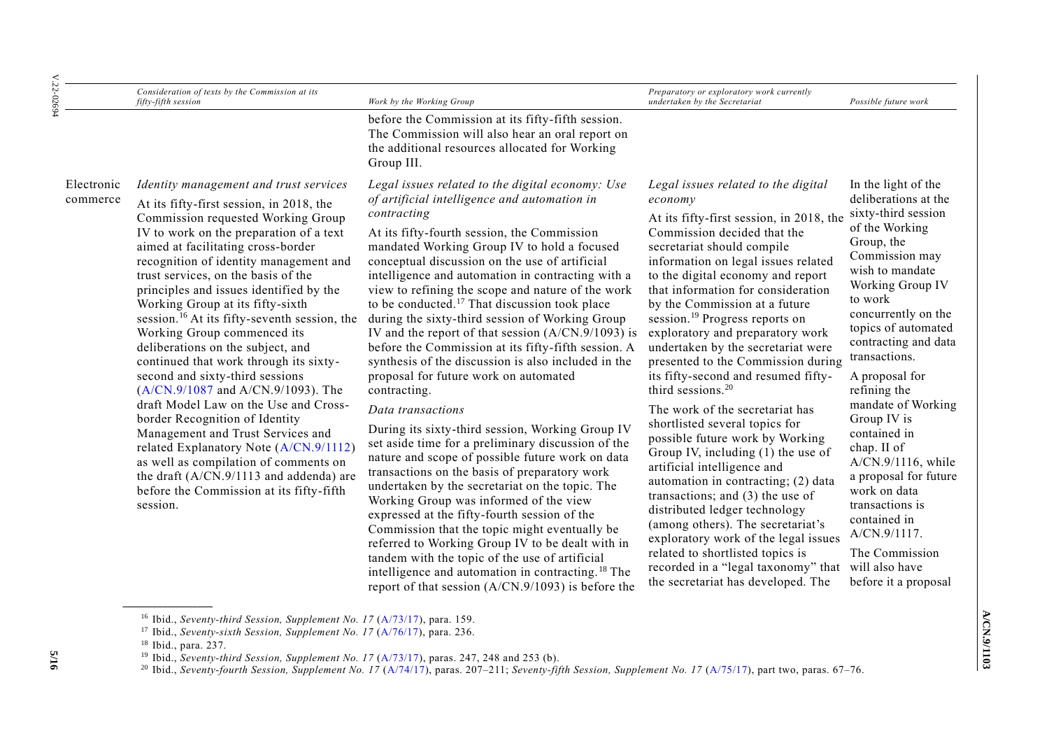| | Consideration of texts by the Commission at its fifty-fifth session | Work by the Working Group | Preparatory or exploratory work currently undertaken by the Secretariat | Possible future work |
|---|---|---|---|---|
| | | before the Commission at its fifty-fifth session. The Commission will also hear an oral report on the additional resources allocated for Working Group III. | | |
| Electronic commerce | *Identity management and trust services*<br><br>At its fifty-first session, in 2018, the Commission requested Working Group IV to work on the preparation of a text aimed at facilitating cross-border recognition of identity management and trust services, on the basis of the principles and issues identified by the Working Group at its fifty-sixth session.[16] At its fifty-seventh session, the Working Group commenced its deliberations on the subject, and continued that work through its sixty-second and sixty-third sessions (A/CN.9/1087 and A/CN.9/1093). The draft Model Law on the Use and Cross-border Recognition of Identity Management and Trust Services and related Explanatory Note (A/CN.9/1112) as well as compilation of comments on the draft (A/CN.9/1113 and addenda) are before the Commission at its fifty-fifth session. | *Legal issues related to the digital economy: Use of artificial intelligence and automation in contracting*<br><br>At its fifty-fourth session, the Commission mandated Working Group IV to hold a focused conceptual discussion on the use of artificial intelligence and automation in contracting with a view to refining the scope and nature of the work to be conducted.[17] That discussion took place during the sixty-third session of Working Group IV and the report of that session (A/CN.9/1093) is before the Commission at its fifty-fifth session. A synthesis of the discussion is also included in the proposal for future work on automated contracting.<br><br>*Data transactions*<br><br>During its sixty-third session, Working Group IV set aside time for a preliminary discussion of the nature and scope of possible future work on data transactions on the basis of preparatory work undertaken by the secretariat on the topic. The Working Group was informed of the view expressed at the fifty-fourth session of the Commission that the topic might eventually be referred to Working Group IV to be dealt with in tandem with the topic of the use of artificial intelligence and automation in contracting.[18] The report of that session (A/CN.9/1093) is before the | *Legal issues related to the digital economy*<br><br>At its fifty-first session, in 2018, the Commission decided that the secretariat should compile information on legal issues related to the digital economy and report that information for consideration by the Commission at a future session.[19] Progress reports on exploratory and preparatory work undertaken by the secretariat were presented to the Commission during its fifty-second and resumed fifty-third sessions.[20]<br><br>The work of the secretariat has shortlisted several topics for possible future work by Working Group IV, including (1) the use of artificial intelligence and automation in contracting; (2) data transactions; and (3) the use of distributed ledger technology (among others). The secretariat's exploratory work of the legal issues related to shortlisted topics is recorded in a "legal taxonomy" that the secretariat has developed. The | In the light of the deliberations at the sixty-third session of the Working Group, the Commission may wish to mandate Working Group IV to work concurrently on the topics of automated contracting and data transactions.<br><br>A proposal for refining the mandate of Working Group IV is contained in chap. II of A/CN.9/1116, while a proposal for future work on data transactions is contained in A/CN.9/1117.<br><br>The Commission will also have before it a proposal |

[16] Ibid., *Seventy-third Session, Supplement No. 17* (A/73/17), para. 159.

[17] Ibid., *Seventy-sixth Session, Supplement No. 17* (A/76/17), para. 236.

[18] Ibid., para. 237.

[19] Ibid., *Seventy-third Session, Supplement No. 17* (A/73/17), paras. 247, 248 and 253 (b).

[20] Ibid., *Seventy-fourth Session, Supplement No. 17* (A/74/17), paras. 207–211; *Seventy-fifth Session, Supplement No. 17* (A/75/17), part two, paras. 67–76.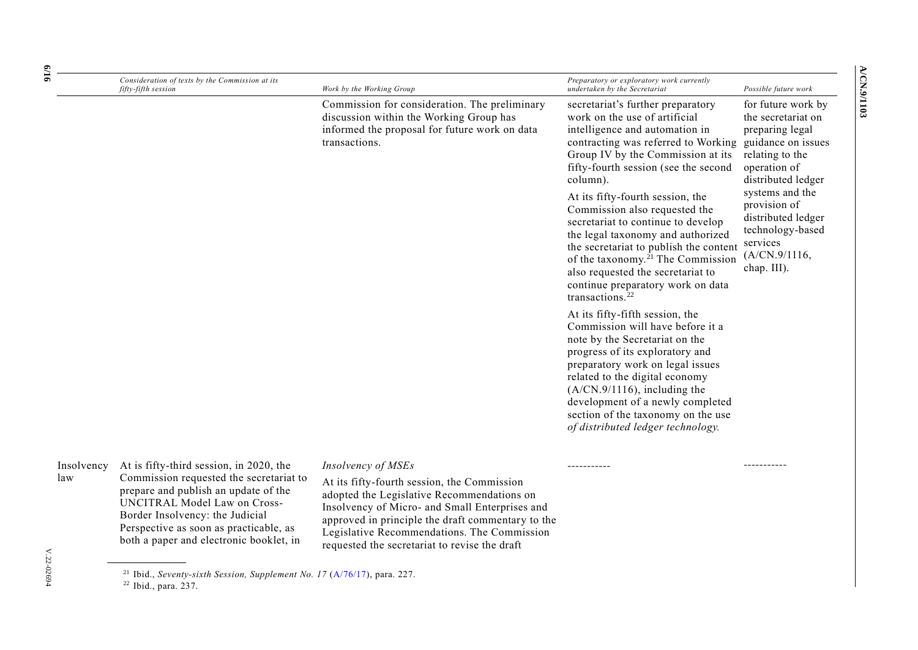| | Consideration of texts by the Commission at its fifty-fifth session | Work by the Working Group | Preparatory or exploratory work currently undertaken by the Secretariat | Possible future work |
|---|---|---|---|---|
| | | Commission for consideration. The preliminary discussion within the Working Group has informed the proposal for future work on data transactions. | secretariat's further preparatory work on the use of artificial intelligence and automation in contracting was referred to Working Group IV by the Commission at its fifty-fourth session (see the second column).<br><br>At its fifty-fourth session, the Commission also requested the secretariat to continue to develop the legal taxonomy and authorized the secretariat to publish the content of the taxonomy.[21] The Commission also requested the secretariat to continue preparatory work on data transactions.[22]<br><br>At its fifty-fifth session, the Commission will have before it a note by the Secretariat on the progress of its exploratory and preparatory work on legal issues related to the digital economy (A/CN.9/1116), including the development of a newly completed section of the taxonomy on the use *of distributed ledger technology.* | for future work by the secretariat on preparing legal guidance on issues relating to the operation of distributed ledger systems and the provision of distributed ledger technology-based services (A/CN.9/1116, chap. III). |
| Insolvency law | At is fifty-third session, in 2020, the Commission requested the secretariat to prepare and publish an update of the UNCITRAL Model Law on Cross-Border Insolvency: the Judicial Perspective as soon as practicable, as both a paper and electronic booklet, in | *Insolvency of MSEs*<br><br>At its fifty-fourth session, the Commission adopted the Legislative Recommendations on Insolvency of Micro- and Small Enterprises and approved in principle the draft commentary to the Legislative Recommendations. The Commission requested the secretariat to revise the draft | ----------- | ----------- |

[21] Ibid., *Seventy-sixth Session, Supplement No. 17* (A/76/17), para. 227.

[22] Ibid., para. 237.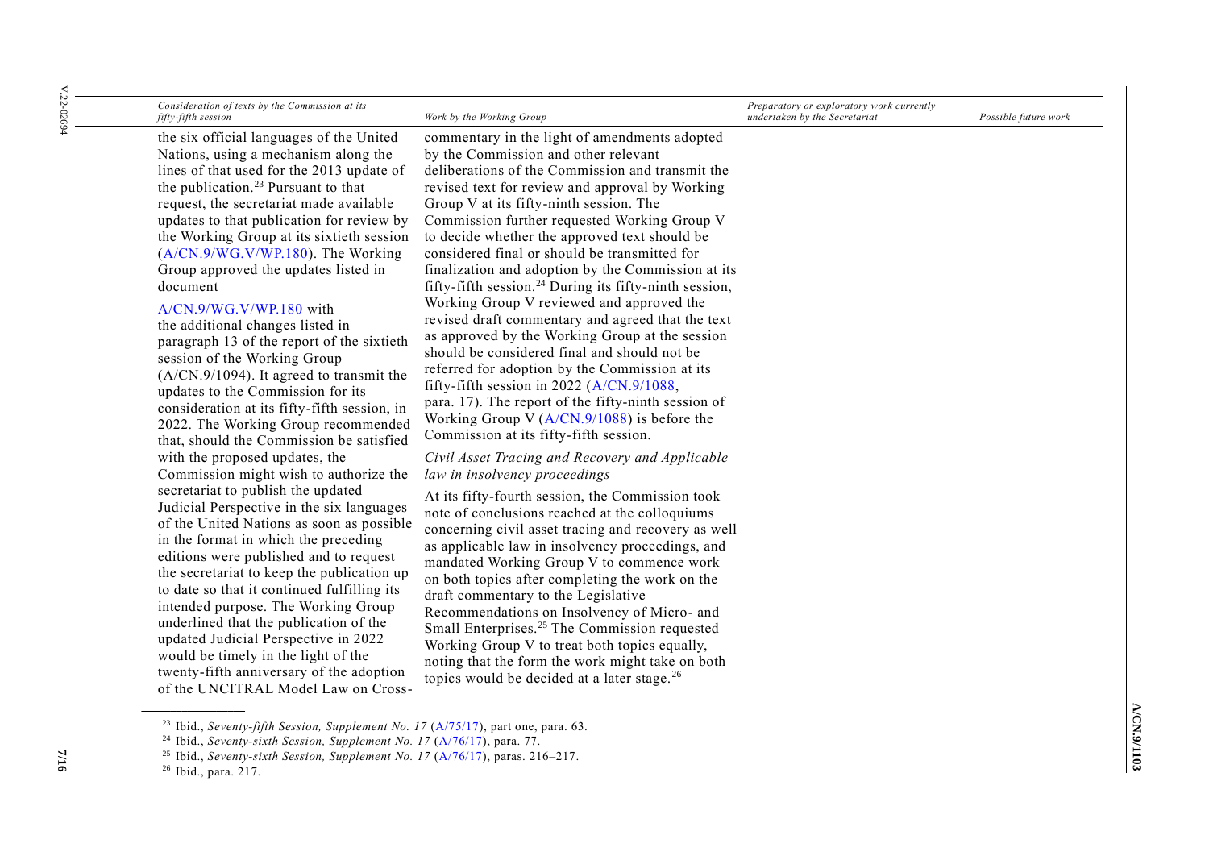| Consideration of texts by the Commission at its fifty-fifth session | Work by the Working Group | Preparatory or exploratory work currently undertaken by the Secretariat | Possible future work |
| --- | --- | --- | --- |
| the six official languages of the United Nations, using a mechanism along the lines of that used for the 2013 update of the publication.[23] Pursuant to that request, the secretariat made available updates to that publication for review by the Working Group at its sixtieth session (A/CN.9/WG.V/WP.180). The Working Group approved the updates listed in document A/CN.9/WG.V/WP.180 with the additional changes listed in paragraph 13 of the report of the sixtieth session of the Working Group (A/CN.9/1094). It agreed to transmit the updates to the Commission for its consideration at its fifty-fifth session, in 2022. The Working Group recommended that, should the Commission be satisfied with the proposed updates, the Commission might wish to authorize the secretariat to publish the updated Judicial Perspective in the six languages of the United Nations as soon as possible in the format in which the preceding editions were published and to request the secretariat to keep the publication up to date so that it continued fulfilling its intended purpose. The Working Group underlined that the publication of the updated Judicial Perspective in 2022 would be timely in the light of the twenty-fifth anniversary of the adoption of the UNCITRAL Model Law on Cross- | commentary in the light of amendments adopted by the Commission and other relevant deliberations of the Commission and transmit the revised text for review and approval by Working Group V at its fifty-ninth session. The Commission further requested Working Group V to decide whether the approved text should be considered final or should be transmitted for finalization and adoption by the Commission at its fifty-fifth session.[24] During its fifty-ninth session, Working Group V reviewed and approved the revised draft commentary and agreed that the text as approved by the Working Group at the session should be considered final and should not be referred for adoption by the Commission at its fifty-fifth session in 2022 (A/CN.9/1088, para. 17). The report of the fifty-ninth session of Working Group V (A/CN.9/1088) is before the Commission at its fifty-fifth session.<br><br>*Civil Asset Tracing and Recovery and Applicable law in insolvency proceedings*<br><br>At its fifty-fourth session, the Commission took note of conclusions reached at the colloquiums concerning civil asset tracing and recovery as well as applicable law in insolvency proceedings, and mandated Working Group V to commence work on both topics after completing the work on the draft commentary to the Legislative Recommendations on Insolvency of Micro- and Small Enterprises.[25] The Commission requested Working Group V to treat both topics equally, noting that the form the work might take on both topics would be decided at a later stage.[26] | | |

[23] Ibid., *Seventy-fifth Session, Supplement No. 17* (A/75/17), part one, para. 63.

[24] Ibid., *Seventy-sixth Session, Supplement No. 17* (A/76/17), para. 77.

[25] Ibid., *Seventy-sixth Session, Supplement No. 17* (A/76/17), paras. 216–217.

[26] Ibid., para. 217.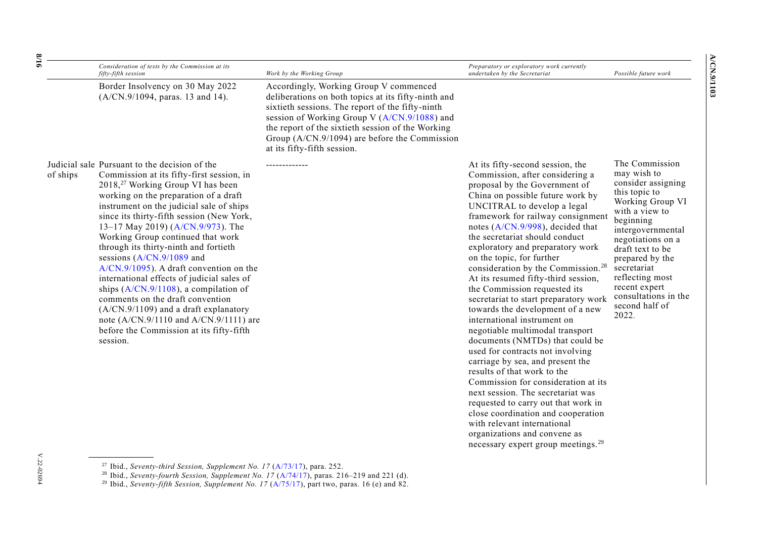| | Consideration of texts by the Commission at its fifty-fifth session | Work by the Working Group | Preparatory or exploratory work currently undertaken by the Secretariat | Possible future work |
|---|---|---|---|---|
| | Border Insolvency on 30 May 2022 (A/CN.9/1094, paras. 13 and 14). | Accordingly, Working Group V commenced deliberations on both topics at its fifty-ninth and sixtieth sessions. The report of the fifty-ninth session of Working Group V (A/CN.9/1088) and the report of the sixtieth session of the Working Group (A/CN.9/1094) are before the Commission at its fifty-fifth session. | | |
| Judicial sale of ships | Pursuant to the decision of the Commission at its fifty-first session, in 2018,[27] Working Group VI has been working on the preparation of a draft instrument on the judicial sale of ships since its thirty-fifth session (New York, 13–17 May 2019) (A/CN.9/973). The Working Group continued that work through its thirty-ninth and fortieth sessions (A/CN.9/1089 and A/CN.9/1095). A draft convention on the international effects of judicial sales of ships (A/CN.9/1108), a compilation of comments on the draft convention (A/CN.9/1109) and a draft explanatory note (A/CN.9/1110 and A/CN.9/1111) are before the Commission at its fifty-fifth session. | ------------- | At its fifty-second session, the Commission, after considering a proposal by the Government of China on possible future work by UNCITRAL to develop a legal framework for railway consignment notes (A/CN.9/998), decided that the secretariat should conduct exploratory and preparatory work on the topic, for further consideration by the Commission.[28] At its resumed fifty-third session, the Commission requested its secretariat to start preparatory work towards the development of a new international instrument on negotiable multimodal transport documents (NMTDs) that could be used for contracts not involving carriage by sea, and present the results of that work to the Commission for consideration at its next session. The secretariat was requested to carry out that work in close coordination and cooperation with relevant international organizations and convene as necessary expert group meetings.[29] | The Commission may wish to consider assigning this topic to Working Group VI with a view to beginning intergovernmental negotiations on a draft text to be prepared by the secretariat reflecting most recent expert consultations in the second half of 2022. |

[27] Ibid., *Seventy-third Session, Supplement No. 17* (A/73/17), para. 252.

[28] Ibid., *Seventy-fourth Session, Supplement No. 17* (A/74/17), paras. 216–219 and 221 (d).

[29] Ibid., *Seventy-fifth Session, Supplement No. 17* (A/75/17), part two, paras. 16 (e) and 82.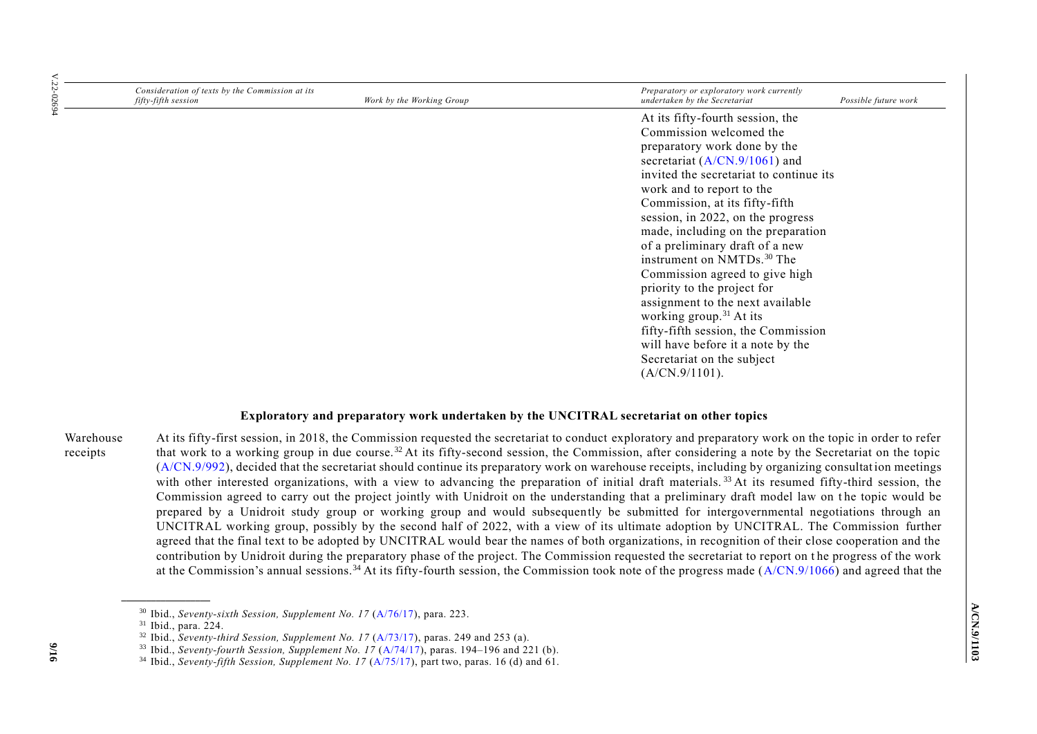| Consideration of texts by the Commission at its fifty-fifth session | Work by the Working Group | Preparatory or exploratory work currently undertaken by the Secretariat | Possible future work |
| --- | --- | --- | --- |
| | | At its fifty-fourth session, the Commission welcomed the preparatory work done by the secretariat (A/CN.9/1061) and invited the secretariat to continue its work and to report to the Commission, at its fifty-fifth session, in 2022, on the progress made, including on the preparation of a preliminary draft of a new instrument on NMTDs.[30] The Commission agreed to give high priority to the project for assignment to the next available working group.[31] At its fifty-fifth session, the Commission will have before it a note by the Secretariat on the subject (A/CN.9/1101). | |

**Exploratory and preparatory work undertaken by the UNCITRAL secretariat on other topics**

| | |
| --- | --- |
| Warehouse receipts | At its fifty-first session, in 2018, the Commission requested the secretariat to conduct exploratory and preparatory work on the topic in order to refer that work to a working group in due course.[32] At its fifty-second session, the Commission, after considering a note by the Secretariat on the topic (A/CN.9/992), decided that the secretariat should continue its preparatory work on warehouse receipts, including by organizing consultation meetings with other interested organizations, with a view to advancing the preparation of initial draft materials.[33] At its resumed fifty-third session, the Commission agreed to carry out the project jointly with Unidroit on the understanding that a preliminary draft model law on the topic would be prepared by a Unidroit study group or working group and would subsequently be submitted for intergovernmental negotiations through an UNCITRAL working group, possibly by the second half of 2022, with a view of its ultimate adoption by UNCITRAL. The Commission further agreed that the final text to be adopted by UNCITRAL would bear the names of both organizations, in recognition of their close cooperation and the contribution by Unidroit during the preparatory phase of the project. The Commission requested the secretariat to report on the progress of the work at the Commission's annual sessions.[34] At its fifty-fourth session, the Commission took note of the progress made (A/CN.9/1066) and agreed that the |

[30] Ibid., *Seventy-sixth Session, Supplement No. 17* (A/76/17), para. 223.

[31] Ibid., para. 224.

[32] Ibid., *Seventy-third Session, Supplement No. 17* (A/73/17), paras. 249 and 253 (a).

[33] Ibid., *Seventy-fourth Session, Supplement No. 17* (A/74/17), paras. 194–196 and 221 (b).

[34] Ibid., *Seventy-fifth Session, Supplement No. 17* (A/75/17), part two, paras. 16 (d) and 61.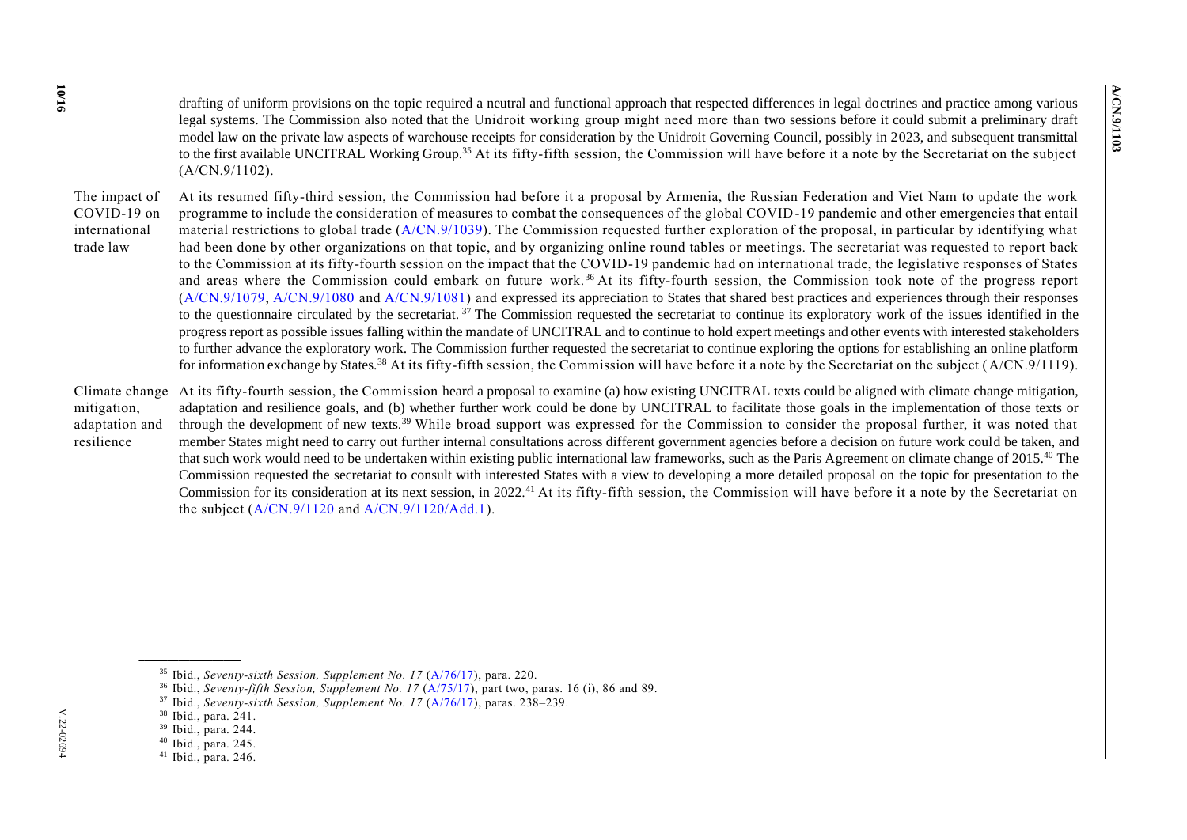drafting of uniform provisions on the topic required a neutral and functional approach that respected differences in legal doctrines and practice among various legal systems. The Commission also noted that the Unidroit working group might need more than two sessions before it could submit a preliminary draft model law on the private law aspects of warehouse receipts for consideration by the Unidroit Governing Council, possibly in 2023, and subsequent transmittal to the first available UNCITRAL Working Group.[35] At its fifty-fifth session, the Commission will have before it a note by the Secretariat on the subject (A/CN.9/1102).

**The impact of COVID-19 on international trade law**

At its resumed fifty-third session, the Commission had before it a proposal by Armenia, the Russian Federation and Viet Nam to update the work programme to include the consideration of measures to combat the consequences of the global COVID-19 pandemic and other emergencies that entail material restrictions to global trade (A/CN.9/1039). The Commission requested further exploration of the proposal, in particular by identifying what had been done by other organizations on that topic, and by organizing online round tables or meetings. The secretariat was requested to report back to the Commission at its fifty-fourth session on the impact that the COVID-19 pandemic had on international trade, the legislative responses of States and areas where the Commission could embark on future work.[36] At its fifty-fourth session, the Commission took note of the progress report (A/CN.9/1079, A/CN.9/1080 and A/CN.9/1081) and expressed its appreciation to States that shared best practices and experiences through their responses to the questionnaire circulated by the secretariat.[37] The Commission requested the secretariat to continue its exploratory work of the issues identified in the progress report as possible issues falling within the mandate of UNCITRAL and to continue to hold expert meetings and other events with interested stakeholders to further advance the exploratory work. The Commission further requested the secretariat to continue exploring the options for establishing an online platform for information exchange by States.[38] At its fifty-fifth session, the Commission will have before it a note by the Secretariat on the subject (A/CN.9/1119).

**Climate change mitigation, adaptation and resilience**

At its fifty-fourth session, the Commission heard a proposal to examine (a) how existing UNCITRAL texts could be aligned with climate change mitigation, adaptation and resilience goals, and (b) whether further work could be done by UNCITRAL to facilitate those goals in the implementation of those texts or through the development of new texts.[39] While broad support was expressed for the Commission to consider the proposal further, it was noted that member States might need to carry out further internal consultations across different government agencies before a decision on future work could be taken, and that such work would need to be undertaken within existing public international law frameworks, such as the Paris Agreement on climate change of 2015.[40] The Commission requested the secretariat to consult with interested States with a view to developing a more detailed proposal on the topic for presentation to the Commission for its consideration at its next session, in 2022.[41] At its fifty-fifth session, the Commission will have before it a note by the Secretariat on the subject (A/CN.9/1120 and A/CN.9/1120/Add.1).

---

[35] Ibid., *Seventy-sixth Session, Supplement No. 17* (A/76/17), para. 220.

[36] Ibid., *Seventy-fifth Session, Supplement No. 17* (A/75/17), part two, paras. 16 (i), 86 and 89.

[37] Ibid., *Seventy-sixth Session, Supplement No. 17* (A/76/17), paras. 238–239.

[38] Ibid., para. 241.

[39] Ibid., para. 244.

[40] Ibid., para. 245.

[41] Ibid., para. 246.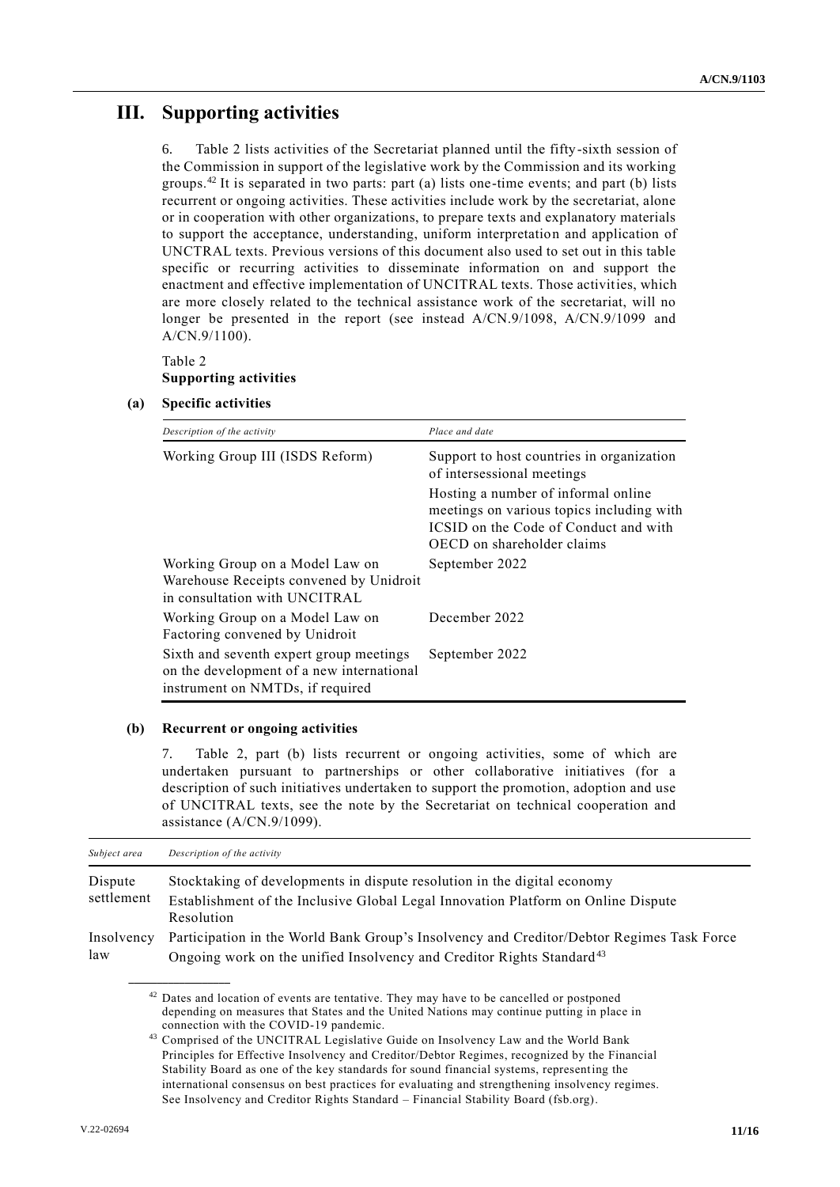# III. Supporting activities

6. Table 2 lists activities of the Secretariat planned until the fifty-sixth session of the Commission in support of the legislative work by the Commission and its working groups.[42] It is separated in two parts: part (a) lists one-time events; and part (b) lists recurrent or ongoing activities. These activities include work by the secretariat, alone or in cooperation with other organizations, to prepare texts and explanatory materials to support the acceptance, understanding, uniform interpretation and application of UNCTRAL texts. Previous versions of this document also used to set out in this table specific or recurring activities to disseminate information on and support the enactment and effective implementation of UNCITRAL texts. Those activities, which are more closely related to the technical assistance work of the secretariat, will no longer be presented in the report (see instead A/CN.9/1098, A/CN.9/1099 and A/CN.9/1100).

Table 2
**Supporting activities**

**(a) Specific activities**

| *Description of the activity* | *Place and date* |
|---|---|
| Working Group III (ISDS Reform) | Support to host countries in organization of intersessional meetings<br><br>Hosting a number of informal online meetings on various topics including with ICSID on the Code of Conduct and with OECD on shareholder claims |
| Working Group on a Model Law on Warehouse Receipts convened by Unidroit in consultation with UNCITRAL | September 2022 |
| Working Group on a Model Law on Factoring convened by Unidroit | December 2022 |
| Sixth and seventh expert group meetings on the development of a new international instrument on NMTDs, if required | September 2022 |

**(b) Recurrent or ongoing activities**

7. Table 2, part (b) lists recurrent or ongoing activities, some of which are undertaken pursuant to partnerships or other collaborative initiatives (for a description of such initiatives undertaken to support the promotion, adoption and use of UNCITRAL texts, see the note by the Secretariat on technical cooperation and assistance (A/CN.9/1099).

| *Subject area* | *Description of the activity* |
|---|---|
| Dispute settlement | Stocktaking of developments in dispute resolution in the digital economy<br><br>Establishment of the Inclusive Global Legal Innovation Platform on Online Dispute Resolution |
| Insolvency law | Participation in the World Bank Group's Insolvency and Creditor/Debtor Regimes Task Force<br><br>Ongoing work on the unified Insolvency and Creditor Rights Standard[43] |

[42] Dates and location of events are tentative. They may have to be cancelled or postponed depending on measures that States and the United Nations may continue putting in place in connection with the COVID-19 pandemic.

[43] Comprised of the UNCITRAL Legislative Guide on Insolvency Law and the World Bank Principles for Effective Insolvency and Creditor/Debtor Regimes, recognized by the Financial Stability Board as one of the key standards for sound financial systems, representing the international consensus on best practices for evaluating and strengthening insolvency regimes. See Insolvency and Creditor Rights Standard – Financial Stability Board (fsb.org).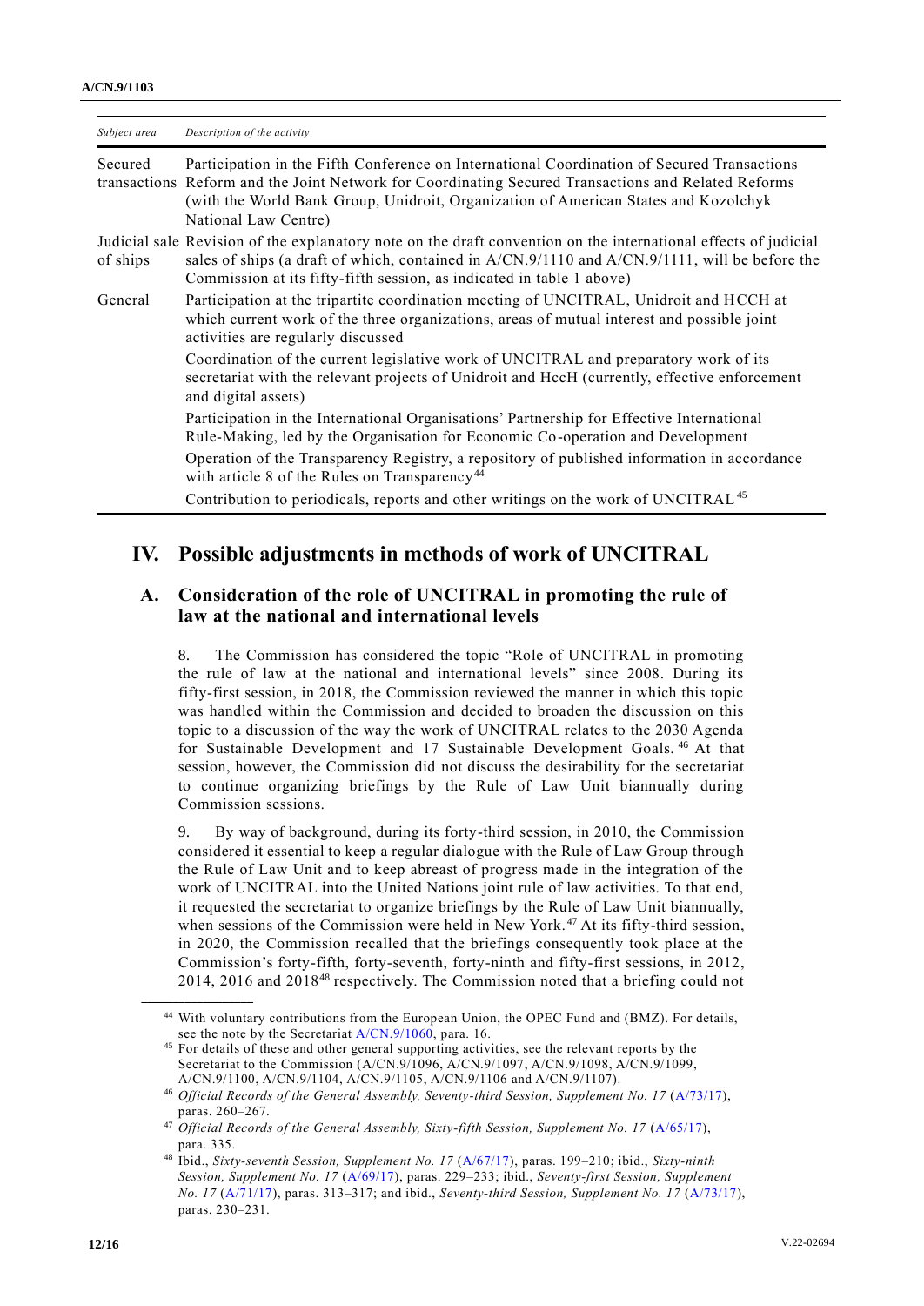| Subject area | Description of the activity |
|---|---|
| Secured transactions | Participation in the Fifth Conference on International Coordination of Secured Transactions Reform and the Joint Network for Coordinating Secured Transactions and Related Reforms (with the World Bank Group, Unidroit, Organization of American States and Kozolchyk National Law Centre) |
| Judicial sale of ships | Revision of the explanatory note on the draft convention on the international effects of judicial sales of ships (a draft of which, contained in A/CN.9/1110 and A/CN.9/1111, will be before the Commission at its fifty-fifth session, as indicated in table 1 above) |
| General | Participation at the tripartite coordination meeting of UNCITRAL, Unidroit and HCCH at which current work of the three organizations, areas of mutual interest and possible joint activities are regularly discussed |
| | Coordination of the current legislative work of UNCITRAL and preparatory work of its secretariat with the relevant projects of Unidroit and HccH (currently, effective enforcement and digital assets) |
| | Participation in the International Organisations' Partnership for Effective International Rule-Making, led by the Organisation for Economic Co-operation and Development |
| | Operation of the Transparency Registry, a repository of published information in accordance with article 8 of the Rules on Transparency[44] |
| | Contribution to periodicals, reports and other writings on the work of UNCITRAL[45] |

# IV. Possible adjustments in methods of work of UNCITRAL

## A. Consideration of the role of UNCITRAL in promoting the rule of law at the national and international levels

8. The Commission has considered the topic "Role of UNCITRAL in promoting the rule of law at the national and international levels" since 2008. During its fifty-first session, in 2018, the Commission reviewed the manner in which this topic was handled within the Commission and decided to broaden the discussion on this topic to a discussion of the way the work of UNCITRAL relates to the 2030 Agenda for Sustainable Development and 17 Sustainable Development Goals.[46] At that session, however, the Commission did not discuss the desirability for the secretariat to continue organizing briefings by the Rule of Law Unit biannually during Commission sessions.

9. By way of background, during its forty-third session, in 2010, the Commission considered it essential to keep a regular dialogue with the Rule of Law Group through the Rule of Law Unit and to keep abreast of progress made in the integration of the work of UNCITRAL into the United Nations joint rule of law activities. To that end, it requested the secretariat to organize briefings by the Rule of Law Unit biannually, when sessions of the Commission were held in New York.[47] At its fifty-third session, in 2020, the Commission recalled that the briefings consequently took place at the Commission's forty-fifth, forty-seventh, forty-ninth and fifty-first sessions, in 2012, 2014, 2016 and 2018[48] respectively. The Commission noted that a briefing could not

---

[44] With voluntary contributions from the European Union, the OPEC Fund and (BMZ). For details, see the note by the Secretariat A/CN.9/1060, para. 16.

[45] For details of these and other general supporting activities, see the relevant reports by the Secretariat to the Commission (A/CN.9/1096, A/CN.9/1097, A/CN.9/1098, A/CN.9/1099, A/CN.9/1100, A/CN.9/1104, A/CN.9/1105, A/CN.9/1106 and A/CN.9/1107).

[46] *Official Records of the General Assembly, Seventy-third Session, Supplement No. 17* (A/73/17), paras. 260–267.

[47] *Official Records of the General Assembly, Sixty-fifth Session, Supplement No. 17* (A/65/17), para. 335.

[48] Ibid., *Sixty-seventh Session, Supplement No. 17* (A/67/17), paras. 199–210; ibid., *Sixty-ninth Session, Supplement No. 17* (A/69/17), paras. 229–233; ibid., *Seventy-first Session, Supplement No. 17* (A/71/17), paras. 313–317; and ibid., *Seventy-third Session, Supplement No. 17* (A/73/17), paras. 230–231.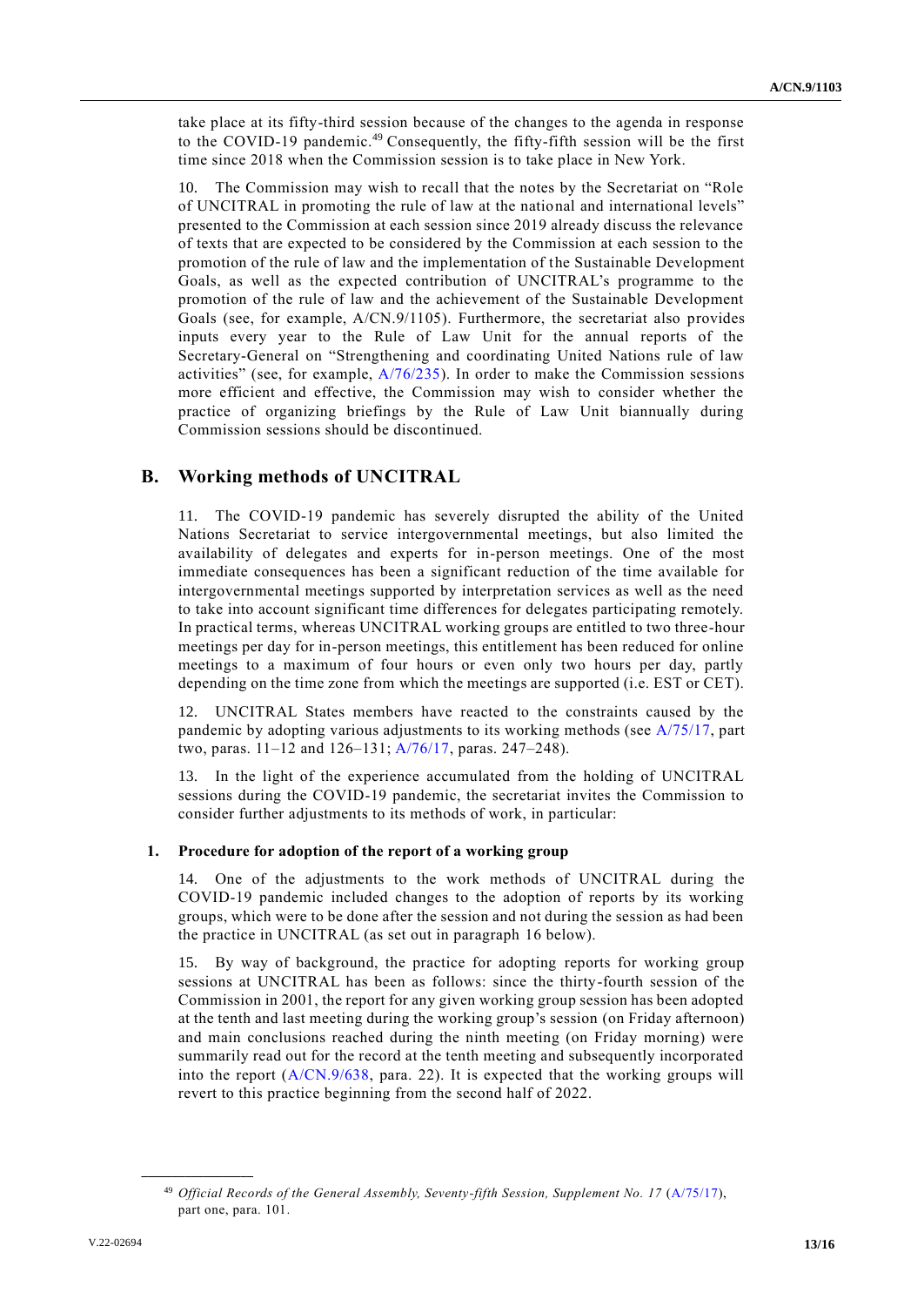take place at its fifty-third session because of the changes to the agenda in response to the COVID-19 pandemic.[49] Consequently, the fifty-fifth session will be the first time since 2018 when the Commission session is to take place in New York.

10. The Commission may wish to recall that the notes by the Secretariat on "Role of UNCITRAL in promoting the rule of law at the national and international levels" presented to the Commission at each session since 2019 already discuss the relevance of texts that are expected to be considered by the Commission at each session to the promotion of the rule of law and the implementation of the Sustainable Development Goals, as well as the expected contribution of UNCITRAL's programme to the promotion of the rule of law and the achievement of the Sustainable Development Goals (see, for example, A/CN.9/1105). Furthermore, the secretariat also provides inputs every year to the Rule of Law Unit for the annual reports of the Secretary-General on "Strengthening and coordinating United Nations rule of law activities" (see, for example, A/76/235). In order to make the Commission sessions more efficient and effective, the Commission may wish to consider whether the practice of organizing briefings by the Rule of Law Unit biannually during Commission sessions should be discontinued.

## B. Working methods of UNCITRAL

11. The COVID-19 pandemic has severely disrupted the ability of the United Nations Secretariat to service intergovernmental meetings, but also limited the availability of delegates and experts for in-person meetings. One of the most immediate consequences has been a significant reduction of the time available for intergovernmental meetings supported by interpretation services as well as the need to take into account significant time differences for delegates participating remotely. In practical terms, whereas UNCITRAL working groups are entitled to two three-hour meetings per day for in-person meetings, this entitlement has been reduced for online meetings to a maximum of four hours or even only two hours per day, partly depending on the time zone from which the meetings are supported (i.e. EST or CET).

12. UNCITRAL States members have reacted to the constraints caused by the pandemic by adopting various adjustments to its working methods (see A/75/17, part two, paras. 11–12 and 126–131; A/76/17, paras. 247–248).

13. In the light of the experience accumulated from the holding of UNCITRAL sessions during the COVID-19 pandemic, the secretariat invites the Commission to consider further adjustments to its methods of work, in particular:

### 1. Procedure for adoption of the report of a working group

14. One of the adjustments to the work methods of UNCITRAL during the COVID-19 pandemic included changes to the adoption of reports by its working groups, which were to be done after the session and not during the session as had been the practice in UNCITRAL (as set out in paragraph 16 below).

15. By way of background, the practice for adopting reports for working group sessions at UNCITRAL has been as follows: since the thirty-fourth session of the Commission in 2001, the report for any given working group session has been adopted at the tenth and last meeting during the working group's session (on Friday afternoon) and main conclusions reached during the ninth meeting (on Friday morning) were summarily read out for the record at the tenth meeting and subsequently incorporated into the report (A/CN.9/638, para. 22). It is expected that the working groups will revert to this practice beginning from the second half of 2022.

---

[49] *Official Records of the General Assembly, Seventy-fifth Session, Supplement No. 17* (A/75/17), part one, para. 101.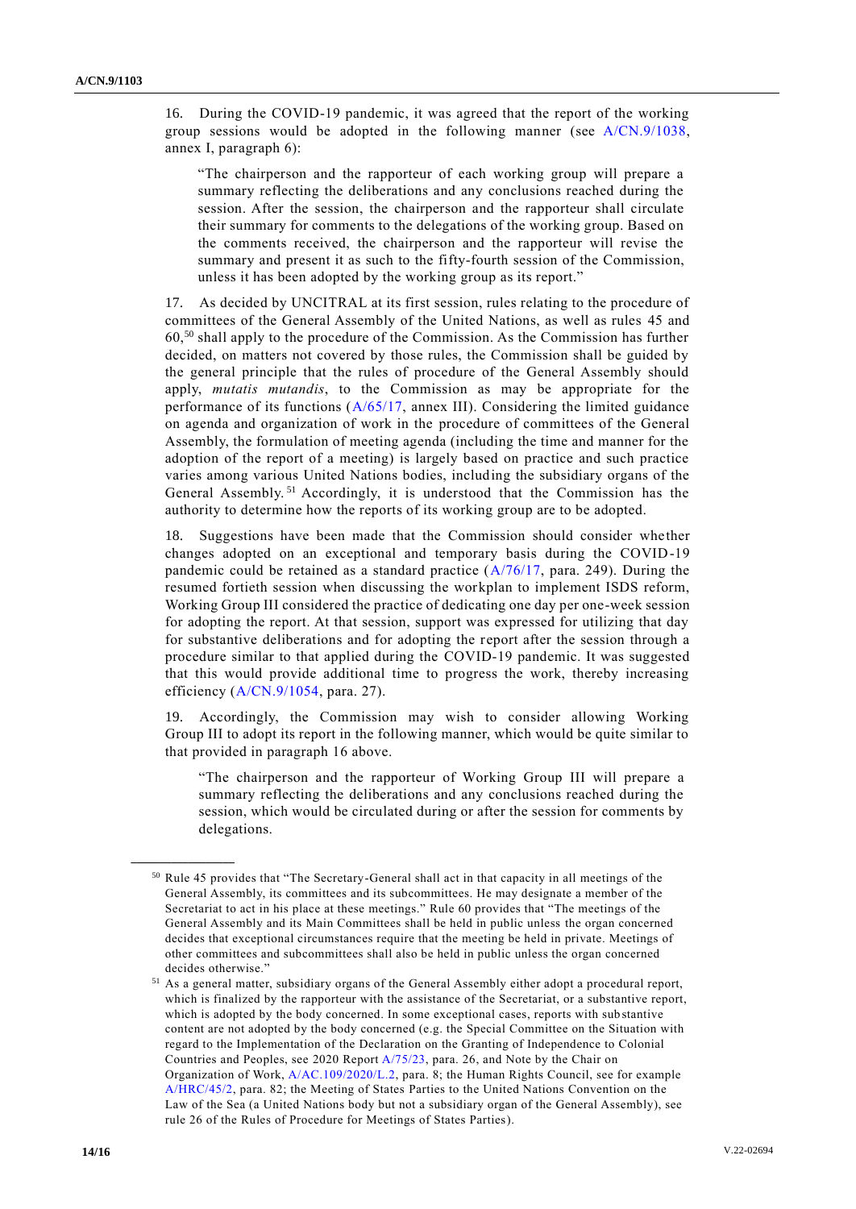16. During the COVID-19 pandemic, it was agreed that the report of the working group sessions would be adopted in the following manner (see A/CN.9/1038, annex I, paragraph 6):

> "The chairperson and the rapporteur of each working group will prepare a summary reflecting the deliberations and any conclusions reached during the session. After the session, the chairperson and the rapporteur shall circulate their summary for comments to the delegations of the working group. Based on the comments received, the chairperson and the rapporteur will revise the summary and present it as such to the fifty-fourth session of the Commission, unless it has been adopted by the working group as its report."

17. As decided by UNCITRAL at its first session, rules relating to the procedure of committees of the General Assembly of the United Nations, as well as rules 45 and 60,[50] shall apply to the procedure of the Commission. As the Commission has further decided, on matters not covered by those rules, the Commission shall be guided by the general principle that the rules of procedure of the General Assembly should apply, *mutatis mutandis*, to the Commission as may be appropriate for the performance of its functions (A/65/17, annex III). Considering the limited guidance on agenda and organization of work in the procedure of committees of the General Assembly, the formulation of meeting agenda (including the time and manner for the adoption of the report of a meeting) is largely based on practice and such practice varies among various United Nations bodies, including the subsidiary organs of the General Assembly.[51] Accordingly, it is understood that the Commission has the authority to determine how the reports of its working group are to be adopted.

18. Suggestions have been made that the Commission should consider whether changes adopted on an exceptional and temporary basis during the COVID-19 pandemic could be retained as a standard practice (A/76/17, para. 249). During the resumed fortieth session when discussing the workplan to implement ISDS reform, Working Group III considered the practice of dedicating one day per one-week session for adopting the report. At that session, support was expressed for utilizing that day for substantive deliberations and for adopting the report after the session through a procedure similar to that applied during the COVID-19 pandemic. It was suggested that this would provide additional time to progress the work, thereby increasing efficiency (A/CN.9/1054, para. 27).

19. Accordingly, the Commission may wish to consider allowing Working Group III to adopt its report in the following manner, which would be quite similar to that provided in paragraph 16 above.

> "The chairperson and the rapporteur of Working Group III will prepare a summary reflecting the deliberations and any conclusions reached during the session, which would be circulated during or after the session for comments by delegations.

---

[50] Rule 45 provides that "The Secretary-General shall act in that capacity in all meetings of the General Assembly, its committees and its subcommittees. He may designate a member of the Secretariat to act in his place at these meetings." Rule 60 provides that "The meetings of the General Assembly and its Main Committees shall be held in public unless the organ concerned decides that exceptional circumstances require that the meeting be held in private. Meetings of other committees and subcommittees shall also be held in public unless the organ concerned decides otherwise."

[51] As a general matter, subsidiary organs of the General Assembly either adopt a procedural report, which is finalized by the rapporteur with the assistance of the Secretariat, or a substantive report, which is adopted by the body concerned. In some exceptional cases, reports with substantive content are not adopted by the body concerned (e.g. the Special Committee on the Situation with regard to the Implementation of the Declaration on the Granting of Independence to Colonial Countries and Peoples, see 2020 Report A/75/23, para. 26, and Note by the Chair on Organization of Work, A/AC.109/2020/L.2, para. 8; the Human Rights Council, see for example A/HRC/45/2, para. 82; the Meeting of States Parties to the United Nations Convention on the Law of the Sea (a United Nations body but not a subsidiary organ of the General Assembly), see rule 26 of the Rules of Procedure for Meetings of States Parties).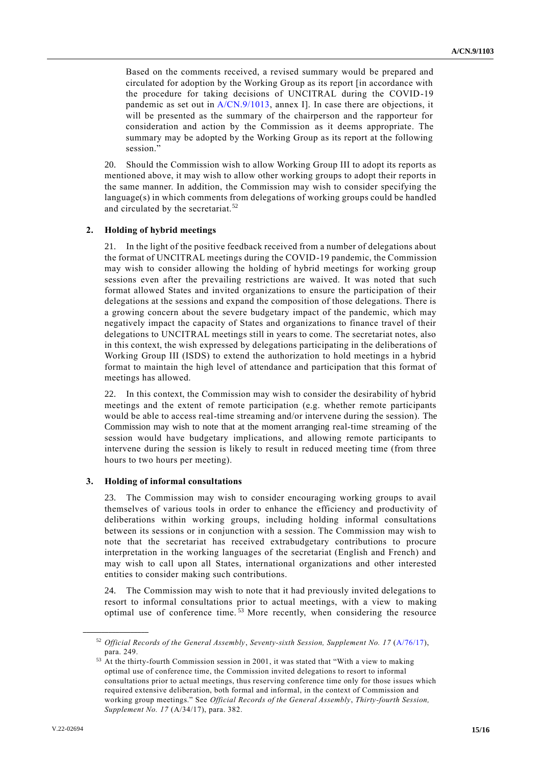Based on the comments received, a revised summary would be prepared and circulated for adoption by the Working Group as its report [in accordance with the procedure for taking decisions of UNCITRAL during the COVID-19 pandemic as set out in A/CN.9/1013, annex I]. In case there are objections, it will be presented as the summary of the chairperson and the rapporteur for consideration and action by the Commission as it deems appropriate. The summary may be adopted by the Working Group as its report at the following session."

20. Should the Commission wish to allow Working Group III to adopt its reports as mentioned above, it may wish to allow other working groups to adopt their reports in the same manner. In addition, the Commission may wish to consider specifying the language(s) in which comments from delegations of working groups could be handled and circulated by the secretariat.[52]

### 2. Holding of hybrid meetings

21. In the light of the positive feedback received from a number of delegations about the format of UNCITRAL meetings during the COVID-19 pandemic, the Commission may wish to consider allowing the holding of hybrid meetings for working group sessions even after the prevailing restrictions are waived. It was noted that such format allowed States and invited organizations to ensure the participation of their delegations at the sessions and expand the composition of those delegations. There is a growing concern about the severe budgetary impact of the pandemic, which may negatively impact the capacity of States and organizations to finance travel of their delegations to UNCITRAL meetings still in years to come. The secretariat notes, also in this context, the wish expressed by delegations participating in the deliberations of Working Group III (ISDS) to extend the authorization to hold meetings in a hybrid format to maintain the high level of attendance and participation that this format of meetings has allowed.

22. In this context, the Commission may wish to consider the desirability of hybrid meetings and the extent of remote participation (e.g. whether remote participants would be able to access real-time streaming and/or intervene during the session). The Commission may wish to note that at the moment arranging real-time streaming of the session would have budgetary implications, and allowing remote participants to intervene during the session is likely to result in reduced meeting time (from three hours to two hours per meeting).

### 3. Holding of informal consultations

23. The Commission may wish to consider encouraging working groups to avail themselves of various tools in order to enhance the efficiency and productivity of deliberations within working groups, including holding informal consultations between its sessions or in conjunction with a session. The Commission may wish to note that the secretariat has received extrabudgetary contributions to procure interpretation in the working languages of the secretariat (English and French) and may wish to call upon all States, international organizations and other interested entities to consider making such contributions.

24. The Commission may wish to note that it had previously invited delegations to resort to informal consultations prior to actual meetings, with a view to making optimal use of conference time.[53] More recently, when considering the resource

---

[52] *Official Records of the General Assembly*, *Seventy-sixth Session, Supplement No. 17* (A/76/17), para. 249.

[53] At the thirty-fourth Commission session in 2001, it was stated that "With a view to making optimal use of conference time, the Commission invited delegations to resort to informal consultations prior to actual meetings, thus reserving conference time only for those issues which required extensive deliberation, both formal and informal, in the context of Commission and working group meetings." See *Official Records of the General Assembly*, *Thirty-fourth Session, Supplement No. 17* (A/34/17), para. 382.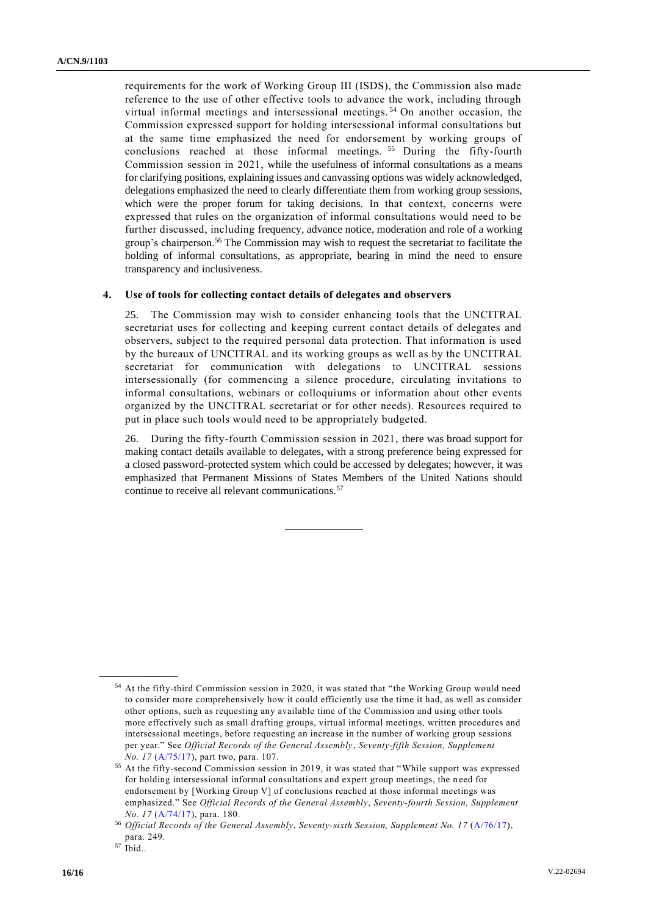requirements for the work of Working Group III (ISDS), the Commission also made reference to the use of other effective tools to advance the work, including through virtual informal meetings and intersessional meetings.[54] On another occasion, the Commission expressed support for holding intersessional informal consultations but at the same time emphasized the need for endorsement by working groups of conclusions reached at those informal meetings.[55] During the fifty-fourth Commission session in 2021, while the usefulness of informal consultations as a means for clarifying positions, explaining issues and canvassing options was widely acknowledged, delegations emphasized the need to clearly differentiate them from working group sessions, which were the proper forum for taking decisions. In that context, concerns were expressed that rules on the organization of informal consultations would need to be further discussed, including frequency, advance notice, moderation and role of a working group's chairperson.[56] The Commission may wish to request the secretariat to facilitate the holding of informal consultations, as appropriate, bearing in mind the need to ensure transparency and inclusiveness.

#### 4. Use of tools for collecting contact details of delegates and observers

25. The Commission may wish to consider enhancing tools that the UNCITRAL secretariat uses for collecting and keeping current contact details of delegates and observers, subject to the required personal data protection. That information is used by the bureaux of UNCITRAL and its working groups as well as by the UNCITRAL secretariat for communication with delegations to UNCITRAL sessions intersessionally (for commencing a silence procedure, circulating invitations to informal consultations, webinars or colloquiums or information about other events organized by the UNCITRAL secretariat or for other needs). Resources required to put in place such tools would need to be appropriately budgeted.

26. During the fifty-fourth Commission session in 2021, there was broad support for making contact details available to delegates, with a strong preference being expressed for a closed password-protected system which could be accessed by delegates; however, it was emphasized that Permanent Missions of States Members of the United Nations should continue to receive all relevant communications.[57]

---

[54] At the fifty-third Commission session in 2020, it was stated that "the Working Group would need to consider more comprehensively how it could efficiently use the time it had, as well as consider other options, such as requesting any available time of the Commission and using other tools more effectively such as small drafting groups, virtual informal meetings, written procedures and intersessional meetings, before requesting an increase in the number of working group sessions per year." See *Official Records of the General Assembly*, *Seventy-fifth Session, Supplement No. 17* (A/75/17), part two, para. 107.

[55] At the fifty-second Commission session in 2019, it was stated that "While support was expressed for holding intersessional informal consultations and expert group meetings, the need for endorsement by [Working Group V] of conclusions reached at those informal meetings was emphasized." See *Official Records of the General Assembly*, *Seventy-fourth Session, Supplement No. 17* (A/74/17), para. 180.

[56] *Official Records of the General Assembly*, *Seventy-sixth Session, Supplement No. 17* (A/76/17), para. 249.

[57] Ibid..